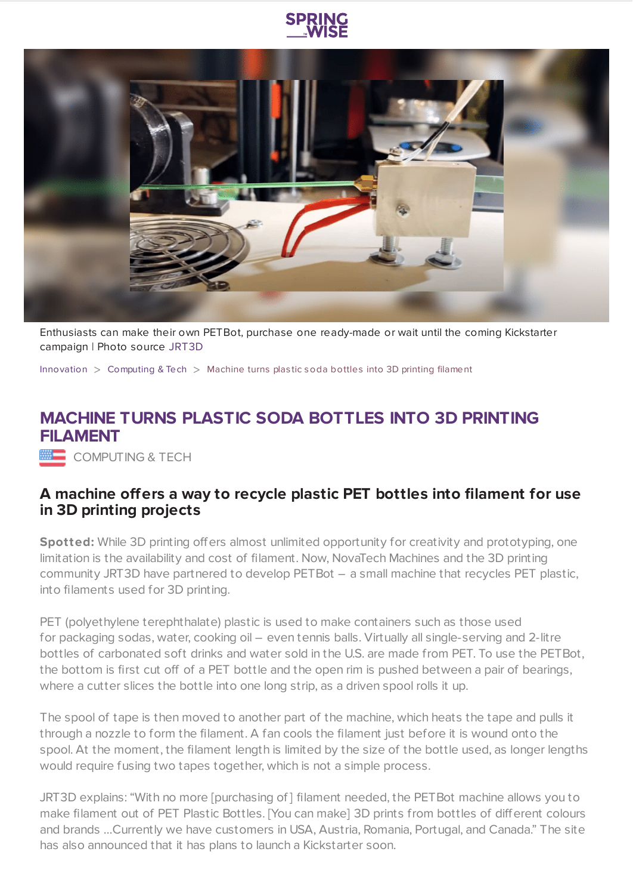Enthusiasts can make their own PETBot, purchase one ready-made or wait until the coming Kickstarter campaign | Photo source JRT3D

Innovation > Computing & Tech > Machine turns plastic soda bottles into 3D printing filament

# MACHINE TURNS PLASTIC SODA BOTTLES INTO 3D PRINTING FILAMENT

COMPUTING & TECH

## A machine offers a way to recycle plastic PET bottles into filament for use in 3D printing projects

**Spotted:** While 3D printing offers almost unlimited opportunity for creativity and prototyping, one limitation is the availability and cost of filament. Now, NovaTech Machines and the 3D printing community JRT3D have partnered to develop PETBot – a small machine that recycles PET plastic, into filaments used for 3D printing.

PET (polyethylene terephthalate) plastic is used to make containers such as those used for packaging sodas, water, cooking oil – even tennis balls. Virtually all single-serving and 2-litre bottles of carbonated soft drinks and water sold in the U.S. are made from PET. To use the PETBot, the bottom is first cut off of a PET bottle and the open rim is pushed between a pair of bearings, where a cutter slices the bottle into one long strip, as a driven spool rolls it up.

The spool of tape is then moved to another part of the machine, which heats the tape and pulls it through a nozzle to form the filament. A fan cools the filament just before it is wound onto the spool. At the moment, the filament length is limited by the size of the bottle used, as longer lengths would require fusing two tapes together, which is not a simple process.

JRT3D explains: "With no more [purchasing of] filament needed, the PETBot machine allows you to make filament out of PET Plastic Bottles. [You can make] 3D prints from bottles of different colours and brands ...Currently we have customers in USA, Austria, Romania, Portugal, and Canada." The site has also announced that it has plans to launch a Kickstarter soon.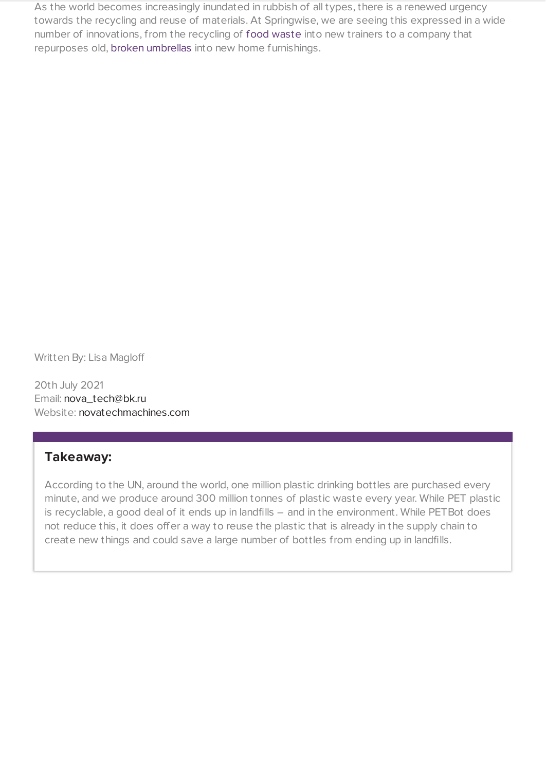As the world becomes increasingly inundated in rubbish of all types, there is a renewed urgency towards the recycling and reuse of materials. At Springwise, we are seeing this expressed in a wide number of innovations, from the recycling of food waste into new trainers to a company that repurposes old, broken umbrellas into new home furnishings.

Written By: Lisa Magloff

20th July 2021
Email: nova_tech@bk.ru
Website: novatechmachines.com

### Takeaway:

According to the UN, around the world, one million plastic drinking bottles are purchased every minute, and we produce around 300 million tonnes of plastic waste every year. While PET plastic is recyclable, a good deal of it ends up in landfills – and in the environment. While PETBot does not reduce this, it does offer a way to reuse the plastic that is already in the supply chain to create new things and could save a large number of bottles from ending up in landfills.